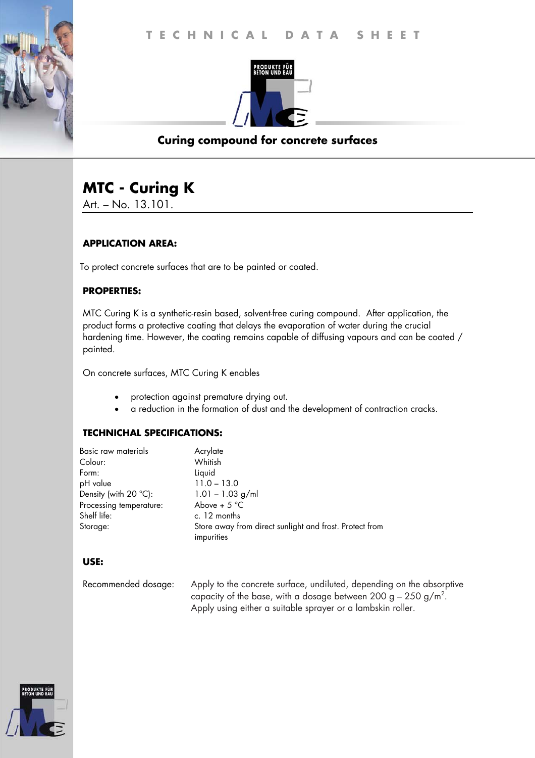TECHNICAL DATA SHEET

PRODUKTE FÜR BETON UND BAU

**Curing compound for concrete surfaces**

# MTC - Curing K

Art. – No. 13.101.

## APPLICATION AREA:

To protect concrete surfaces that are to be painted or coated.

## PROPERTIES:

MTC Curing K is a synthetic-resin based, solvent-free curing compound. After application, the product forms a protective coating that delays the evaporation of water during the crucial hardening time. However, the coating remains capable of diffusing vapours and can be coated / painted.

On concrete surfaces, MTC Curing K enables

- protection against premature drying out.
- a reduction in the formation of dust and the development of contraction cracks.

## TECHNICHAL SPECIFICATIONS:

| | |
|---|---|
| Basic raw materials | Acrylate |
| Colour: | Whitish |
| Form: | Liquid |
| pH value | 11.0 – 13.0 |
| Density (with 20 °C): | 1.01 – 1.03 g/ml |
| Processing temperature: | Above + 5 °C |
| Shelf life: | c. 12 months |
| Storage: | Store away from direct sunlight and frost. Protect from impurities |

## USE:

Recommended dosage: Apply to the concrete surface, undiluted, depending on the absorptive capacity of the base, with a dosage between 200 g – 250 g/m$^2$. Apply using either a suitable sprayer or a lambskin roller.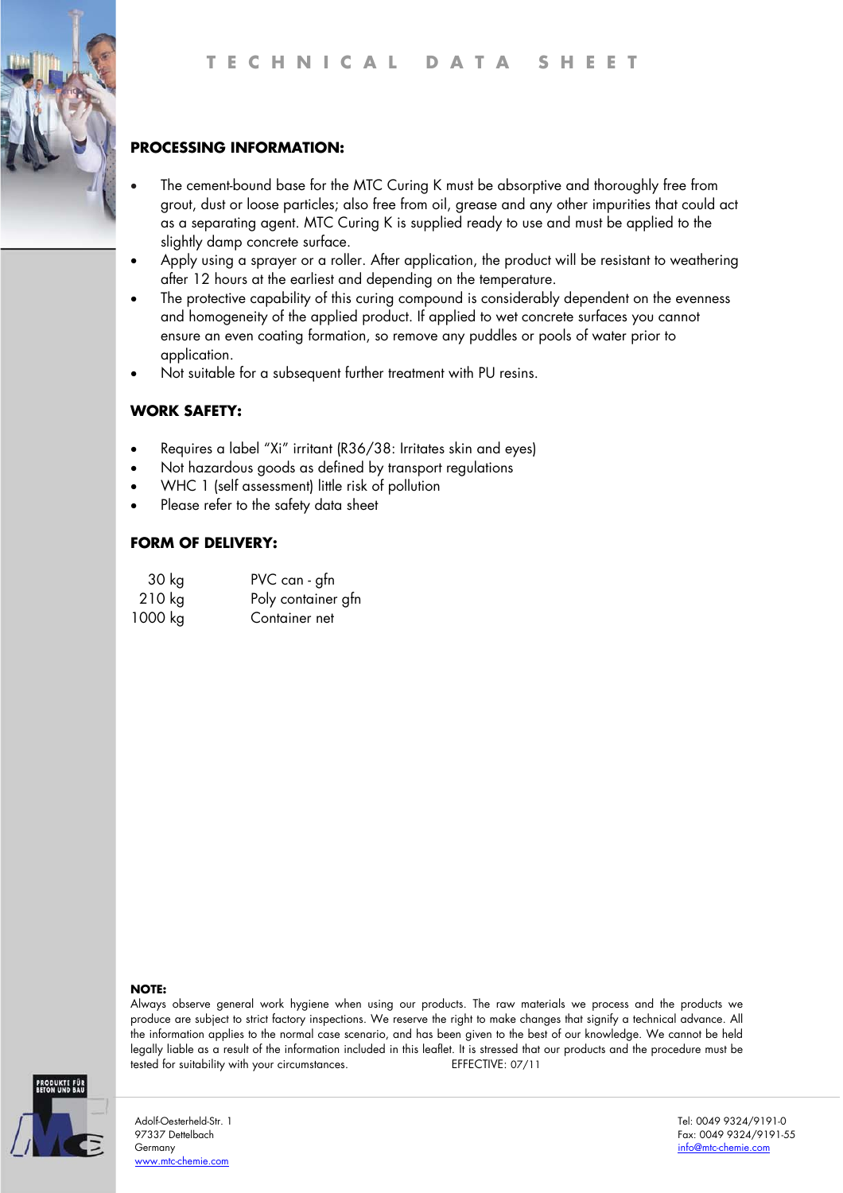## PROCESSING INFORMATION:

- The cement-bound base for the MTC Curing K must be absorptive and thoroughly free from grout, dust or loose particles; also free from oil, grease and any other impurities that could act as a separating agent. MTC Curing K is supplied ready to use and must be applied to the slightly damp concrete surface.
- Apply using a sprayer or a roller. After application, the product will be resistant to weathering after 12 hours at the earliest and depending on the temperature.
- The protective capability of this curing compound is considerably dependent on the evenness and homogeneity of the applied product. If applied to wet concrete surfaces you cannot ensure an even coating formation, so remove any puddles or pools of water prior to application.
- Not suitable for a subsequent further treatment with PU resins.

## WORK SAFETY:

- Requires a label "Xi" irritant (R36/38: Irritates skin and eyes)
- Not hazardous goods as defined by transport regulations
- WHC 1 (self assessment) little risk of pollution
- Please refer to the safety data sheet

## FORM OF DELIVERY:

| | |
|---|---|
| 30 kg | PVC can - gfn |
| 210 kg | Poly container gfn |
| 1000 kg | Container net |

**NOTE:**
Always observe general work hygiene when using our products. The raw materials we process and the products we produce are subject to strict factory inspections. We reserve the right to make changes that signify a technical advance. All the information applies to the normal case scenario, and has been given to the best of our knowledge. We cannot be held legally liable as a result of the information included in this leaflet. It is stressed that our products and the procedure must be tested for suitability with your circumstances. EFFECTIVE: 07/11

Adolf-Oesterheld-Str. 1
97337 Dettelbach
Germany
www.mtc-chemie.com

Tel: 0049 9324/9191-0
Fax: 0049 9324/9191-55
info@mtc-chemie.com